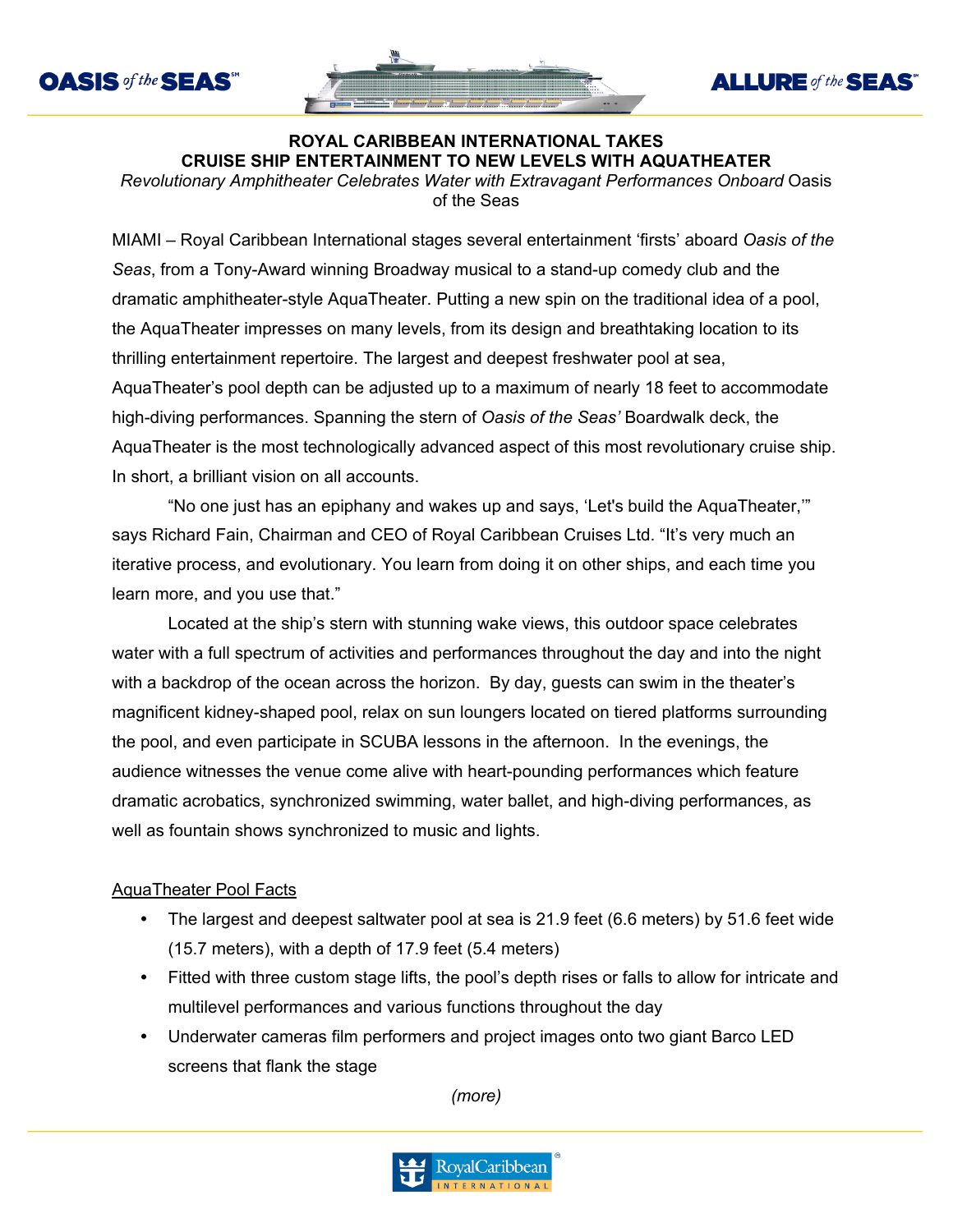OASIS of the SEAS℠ ALLURE of the SEAS℠

## ROYAL CARIBBEAN INTERNATIONAL TAKES CRUISE SHIP ENTERTAINMENT TO NEW LEVELS WITH AQUATHEATER

*Revolutionary Amphitheater Celebrates Water with Extravagant Performances Onboard* Oasis of the Seas

MIAMI – Royal Caribbean International stages several entertainment 'firsts' aboard *Oasis of the Seas*, from a Tony-Award winning Broadway musical to a stand-up comedy club and the dramatic amphitheater-style AquaTheater. Putting a new spin on the traditional idea of a pool, the AquaTheater impresses on many levels, from its design and breathtaking location to its thrilling entertainment repertoire. The largest and deepest freshwater pool at sea, AquaTheater's pool depth can be adjusted up to a maximum of nearly 18 feet to accommodate high-diving performances. Spanning the stern of *Oasis of the Seas'* Boardwalk deck, the AquaTheater is the most technologically advanced aspect of this most revolutionary cruise ship. In short, a brilliant vision on all accounts.

"No one just has an epiphany and wakes up and says, 'Let's build the AquaTheater,'" says Richard Fain, Chairman and CEO of Royal Caribbean Cruises Ltd. "It's very much an iterative process, and evolutionary. You learn from doing it on other ships, and each time you learn more, and you use that."

Located at the ship's stern with stunning wake views, this outdoor space celebrates water with a full spectrum of activities and performances throughout the day and into the night with a backdrop of the ocean across the horizon. By day, guests can swim in the theater's magnificent kidney-shaped pool, relax on sun loungers located on tiered platforms surrounding the pool, and even participate in SCUBA lessons in the afternoon. In the evenings, the audience witnesses the venue come alive with heart-pounding performances which feature dramatic acrobatics, synchronized swimming, water ballet, and high-diving performances, as well as fountain shows synchronized to music and lights.

AquaTheater Pool Facts

- The largest and deepest saltwater pool at sea is 21.9 feet (6.6 meters) by 51.6 feet wide (15.7 meters), with a depth of 17.9 feet (5.4 meters)
- Fitted with three custom stage lifts, the pool's depth rises or falls to allow for intricate and multilevel performances and various functions throughout the day
- Underwater cameras film performers and project images onto two giant Barco LED screens that flank the stage

(more)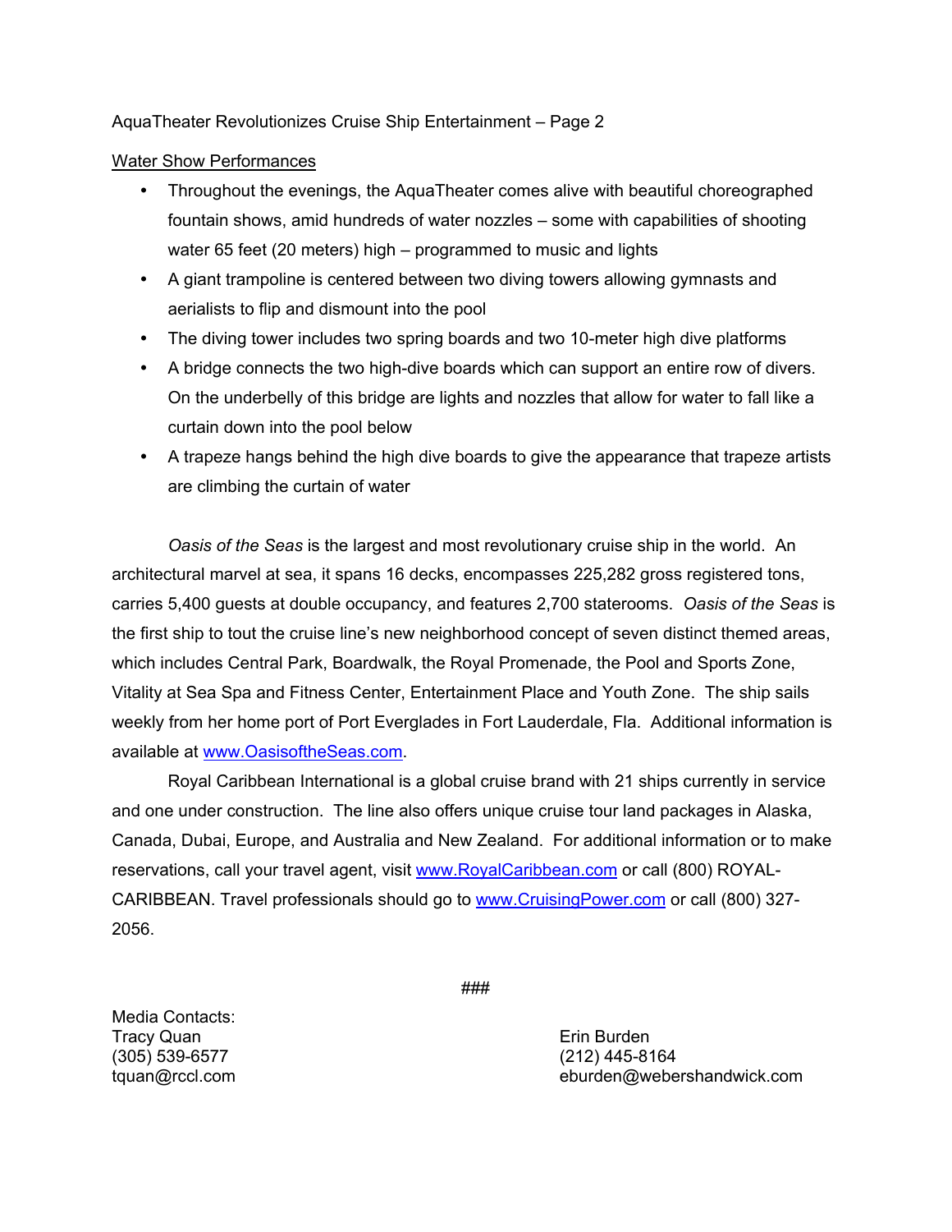Water Show Performances

- Throughout the evenings, the AquaTheater comes alive with beautiful choreographed fountain shows, amid hundreds of water nozzles – some with capabilities of shooting water 65 feet (20 meters) high – programmed to music and lights
- A giant trampoline is centered between two diving towers allowing gymnasts and aerialists to flip and dismount into the pool
- The diving tower includes two spring boards and two 10-meter high dive platforms
- A bridge connects the two high-dive boards which can support an entire row of divers. On the underbelly of this bridge are lights and nozzles that allow for water to fall like a curtain down into the pool below
- A trapeze hangs behind the high dive boards to give the appearance that trapeze artists are climbing the curtain of water

*Oasis of the Seas* is the largest and most revolutionary cruise ship in the world. An architectural marvel at sea, it spans 16 decks, encompasses 225,282 gross registered tons, carries 5,400 guests at double occupancy, and features 2,700 staterooms. *Oasis of the Seas* is the first ship to tout the cruise line's new neighborhood concept of seven distinct themed areas, which includes Central Park, Boardwalk, the Royal Promenade, the Pool and Sports Zone, Vitality at Sea Spa and Fitness Center, Entertainment Place and Youth Zone. The ship sails weekly from her home port of Port Everglades in Fort Lauderdale, Fla. Additional information is available at www.OasisoftheSeas.com.

Royal Caribbean International is a global cruise brand with 21 ships currently in service and one under construction. The line also offers unique cruise tour land packages in Alaska, Canada, Dubai, Europe, and Australia and New Zealand. For additional information or to make reservations, call your travel agent, visit www.RoyalCaribbean.com or call (800) ROYAL-CARIBBEAN. Travel professionals should go to www.CruisingPower.com or call (800) 327-2056.

###

Media Contacts:

Tracy Quan
(305) 539-6577
tquan@rccl.com

Erin Burden
(212) 445-8164
eburden@webershandwick.com